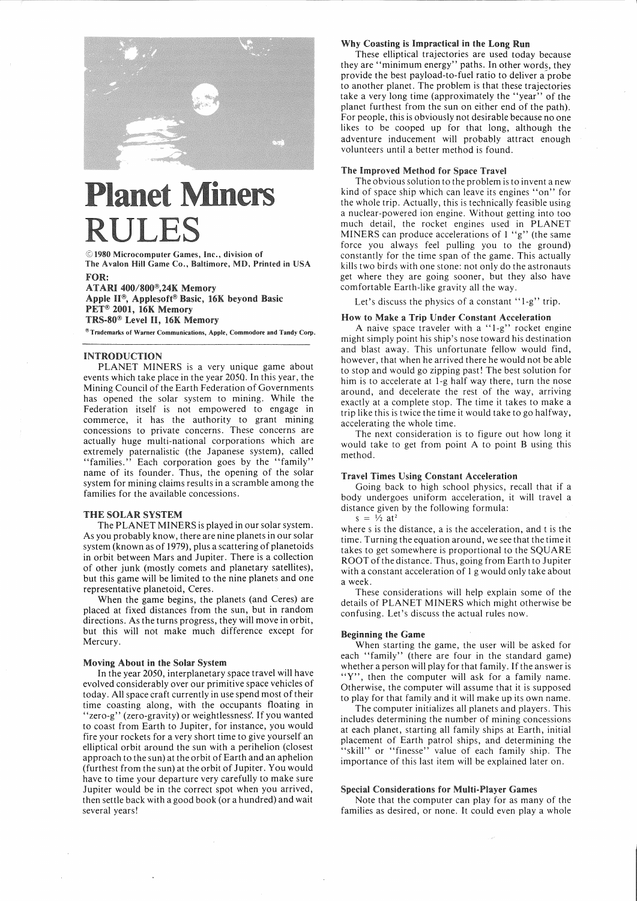# Planet Miners RULES

©1980 Microcomputer Games, Inc., division of
The Avalon Hill Game Co., Baltimore, MD, Printed in USA

**FOR:**
**ATARI 400/800®, 24K Memory**
**Apple II®, Applesoft® Basic, 16K beyond Basic**
**PET® 2001, 16K Memory**
**TRS-80® Level II, 16K Memory**

® Trademarks of Warner Communications, Apple, Commodore and Tandy Corp.

## INTRODUCTION

PLANET MINERS is a very unique game about events which take place in the year 2050. In this year, the Mining Council of the Earth Federation of Governments has opened the solar system to mining. While the Federation itself is not empowered to engage in commerce, it has the authority to grant mining concessions to private concerns. These concerns are actually huge multi-national corporations which are extremely paternalistic (the Japanese system), called "families." Each corporation goes by the "family" name of its founder. Thus, the opening of the solar system for mining claims results in a scramble among the families for the available concessions.

## THE SOLAR SYSTEM

The PLANET MINERS is played in our solar system. As you probably know, there are nine planets in our solar system (known as of 1979), plus a scattering of planetoids in orbit between Mars and Jupiter. There is a collection of other junk (mostly comets and planetary satellites), but this game will be limited to the nine planets and one representative planetoid, Ceres.

When the game begins, the planets (and Ceres) are placed at fixed distances from the sun, but in random directions. As the turns progress, they will move in orbit, but this will not make much difference except for Mercury.

### Moving About in the Solar System

In the year 2050, interplanetary space travel will have evolved considerably over our primitive space vehicles of today. All space craft currently in use spend most of their time coasting along, with the occupants floating in "zero-g" (zero-gravity) or weightlessness. If you wanted to coast from Earth to Jupiter, for instance, you would fire your rockets for a very short time to give yourself an elliptical orbit around the sun with a perihelion (closest approach to the sun) at the orbit of Earth and an aphelion (furthest from the sun) at the orbit of Jupiter. You would have to time your departure very carefully to make sure Jupiter would be in the correct spot when you arrived, then settle back with a good book (or a hundred) and wait several years!

### Why Coasting is Impractical in the Long Run

These elliptical trajectories are used today because they are "minimum energy" paths. In other words, they provide the best payload-to-fuel ratio to deliver a probe to another planet. The problem is that these trajectories take a very long time (approximately the "year" of the planet furthest from the sun on either end of the path). For people, this is obviously not desirable because no one likes to be cooped up for that long, although the adventure inducement will probably attract enough volunteers until a better method is found.

### The Improved Method for Space Travel

The obvious solution to the problem is to invent a new kind of space ship which can leave its engines "on" for the whole trip. Actually, this is technically feasible using a nuclear-powered ion engine. Without getting into too much detail, the rocket engines used in PLANET MINERS can produce accelerations of 1 "g" (the same force you always feel pulling you to the ground) constantly for the time span of the game. This actually kills two birds with one stone: not only do the astronauts get where they are going sooner, but they also have comfortable Earth-like gravity all the way.

Let's discuss the physics of a constant "1-g" trip.

### How to Make a Trip Under Constant Acceleration

A naive space traveler with a "1-g" rocket engine might simply point his ship's nose toward his destination and blast away. This unfortunate fellow would find, however, that when he arrived there he would not be able to stop and would go zipping past! The best solution for him is to accelerate at 1-g half way there, turn the nose around, and decelerate the rest of the way, arriving exactly at a complete stop. The time it takes to make a trip like this is twice the time it would take to go halfway, accelerating the whole time.

The next consideration is to figure out how long it would take to get from point A to point B using this method.

### Travel Times Using Constant Acceleration

Going back to high school physics, recall that if a body undergoes uniform acceleration, it will travel a distance given by the following formula:

$$s = \frac{1}{2} at^2$$

where s is the distance, a is the acceleration, and t is the time. Turning the equation around, we see that the time it takes to get somewhere is proportional to the SQUARE ROOT of the distance. Thus, going from Earth to Jupiter with a constant acceleration of 1 g would only take about a week.

These considerations will help explain some of the details of PLANET MINERS which might otherwise be confusing. Let's discuss the actual rules now.

### Beginning the Game

When starting the game, the user will be asked for each "family" (there are four in the standard game) whether a person will play for that family. If the answer is "Y", then the computer will ask for a family name. Otherwise, the computer will assume that it is supposed to play for that family and it will make up its own name.

The computer initializes all planets and players. This includes determining the number of mining concessions at each planet, starting all family ships at Earth, initial placement of Earth patrol ships, and determining the "skill" or "finesse" value of each family ship. The importance of this last item will be explained later on.

### Special Considerations for Multi-Player Games

Note that the computer can play for as many of the families as desired, or none. It could even play a whole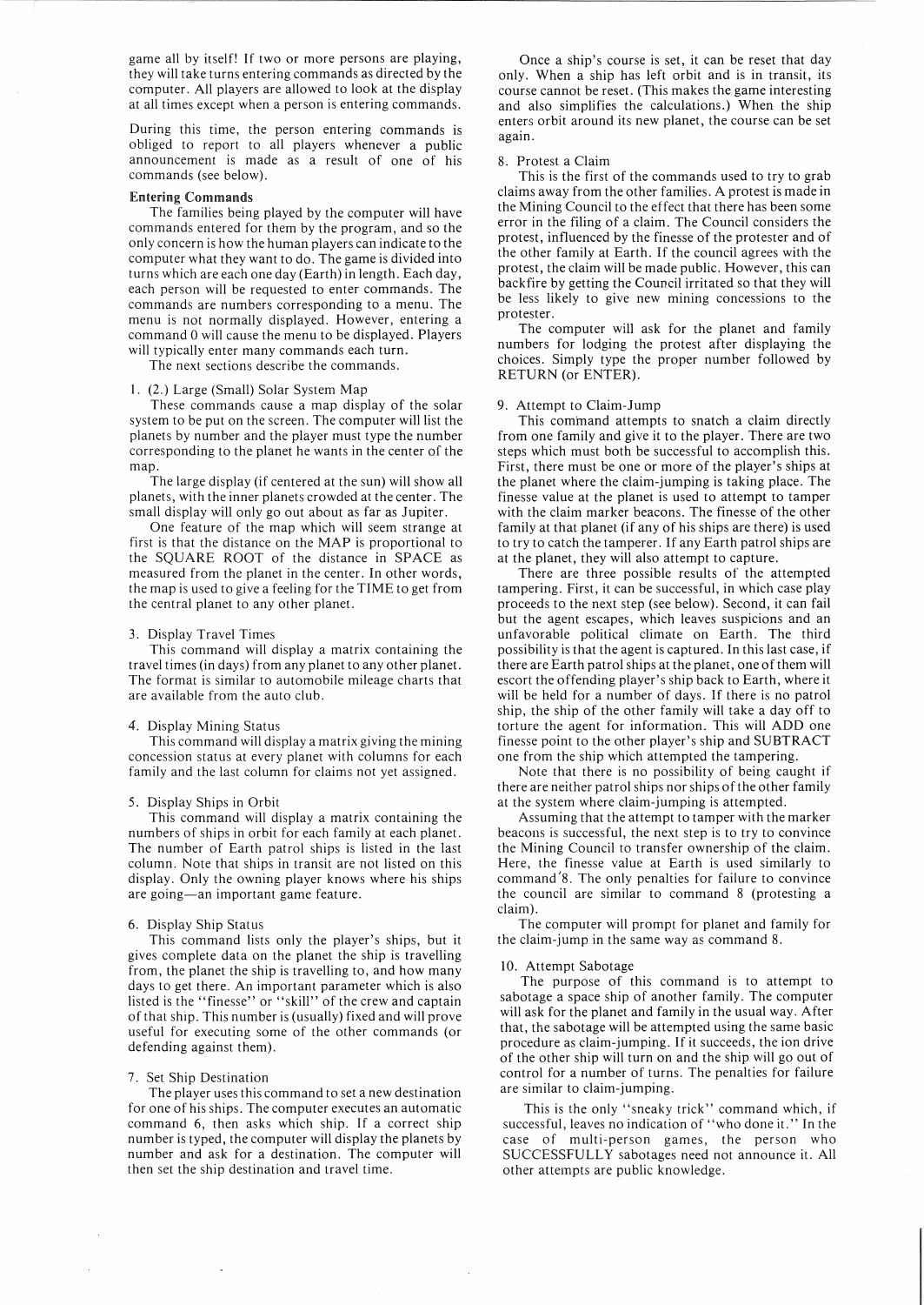game all by itself! If two or more persons are playing, they will take turns entering commands as directed by the computer. All players are allowed to look at the display at all times except when a person is entering commands.

During this time, the person entering commands is obliged to report to all players whenever a public announcement is made as a result of one of his commands (see below).

**Entering Commands**

The families being played by the computer will have commands entered for them by the program, and so the only concern is how the human players can indicate to the computer what they want to do. The game is divided into turns which are each one day (Earth) in length. Each day, each person will be requested to enter commands. The commands are numbers corresponding to a menu. The menu is not normally displayed. However, entering a command 0 will cause the menu to be displayed. Players will typically enter many commands each turn.

The next sections describe the commands.

1. (2.) Large (Small) Solar System Map

These commands cause a map display of the solar system to be put on the screen. The computer will list the planets by number and the player must type the number corresponding to the planet he wants in the center of the map.

The large display (if centered at the sun) will show all planets, with the inner planets crowded at the center. The small display will only go out about as far as Jupiter.

One feature of the map which will seem strange at first is that the distance on the MAP is proportional to the SQUARE ROOT of the distance in SPACE as measured from the planet in the center. In other words, the map is used to give a feeling for the TIME to get from the central planet to any other planet.

3. Display Travel Times

This command will display a matrix containing the travel times (in days) from any planet to any other planet. The format is similar to automobile mileage charts that are available from the auto club.

4. Display Mining Status

This command will display a matrix giving the mining concession status at every planet with columns for each family and the last column for claims not yet assigned.

5. Display Ships in Orbit

This command will display a matrix containing the numbers of ships in orbit for each family at each planet. The number of Earth patrol ships is listed in the last column. Note that ships in transit are not listed on this display. Only the owning player knows where his ships are going—an important game feature.

6. Display Ship Status

This command lists only the player's ships, but it gives complete data on the planet the ship is travelling from, the planet the ship is travelling to, and how many days to get there. An important parameter which is also listed is the "finesse" or "skill" of the crew and captain of that ship. This number is (usually) fixed and will prove useful for executing some of the other commands (or defending against them).

7. Set Ship Destination

The player uses this command to set a new destination for one of his ships. The computer executes an automatic command 6, then asks which ship. If a correct ship number is typed, the computer will display the planets by number and ask for a destination. The computer will then set the ship destination and travel time.

Once a ship's course is set, it can be reset that day only. When a ship has left orbit and is in transit, its course cannot be reset. (This makes the game interesting and also simplifies the calculations.) When the ship enters orbit around its new planet, the course can be set again.

8. Protest a Claim

This is the first of the commands used to try to grab claims away from the other families. A protest is made in the Mining Council to the effect that there has been some error in the filing of a claim. The Council considers the protest, influenced by the finesse of the protester and of the other family at Earth. If the council agrees with the protest, the claim will be made public. However, this can backfire by getting the Council irritated so that they will be less likely to give new mining concessions to the protester.

The computer will ask for the planet and family numbers for lodging the protest after displaying the choices. Simply type the proper number followed by RETURN (or ENTER).

9. Attempt to Claim-Jump

This command attempts to snatch a claim directly from one family and give it to the player. There are two steps which must both be successful to accomplish this. First, there must be one or more of the player's ships at the planet where the claim-jumping is taking place. The finesse value at the planet is used to attempt to tamper with the claim marker beacons. The finesse of the other family at that planet (if any of his ships are there) is used to try to catch the tamperer. If any Earth patrol ships are at the planet, they will also attempt to capture.

There are three possible results of the attempted tampering. First, it can be successful, in which case play proceeds to the next step (see below). Second, it can fail but the agent escapes, which leaves suspicions and an unfavorable political climate on Earth. The third possibility is that the agent is captured. In this last case, if there are Earth patrol ships at the planet, one of them will escort the offending player's ship back to Earth, where it will be held for a number of days. If there is no patrol ship, the ship of the other family will take a day off to torture the agent for information. This will ADD one finesse point to the other player's ship and SUBTRACT one from the ship which attempted the tampering.

Note that there is no possibility of being caught if there are neither patrol ships nor ships of the other family at the system where claim-jumping is attempted.

Assuming that the attempt to tamper with the marker beacons is successful, the next step is to try to convince the Mining Council to transfer ownership of the claim. Here, the finesse value at Earth is used similarly to command 8. The only penalties for failure to convince the council are similar to command 8 (protesting a claim).

The computer will prompt for planet and family for the claim-jump in the same way as command 8.

10. Attempt Sabotage

The purpose of this command is to attempt to sabotage a space ship of another family. The computer will ask for the planet and family in the usual way. After that, the sabotage will be attempted using the same basic procedure as claim-jumping. If it succeeds, the ion drive of the other ship will turn on and the ship will go out of control for a number of turns. The penalties for failure are similar to claim-jumping.

This is the only "sneaky trick" command which, if successful, leaves no indication of "who done it." In the case of multi-person games, the person who SUCCESSFULLY sabotages need not announce it. All other attempts are public knowledge.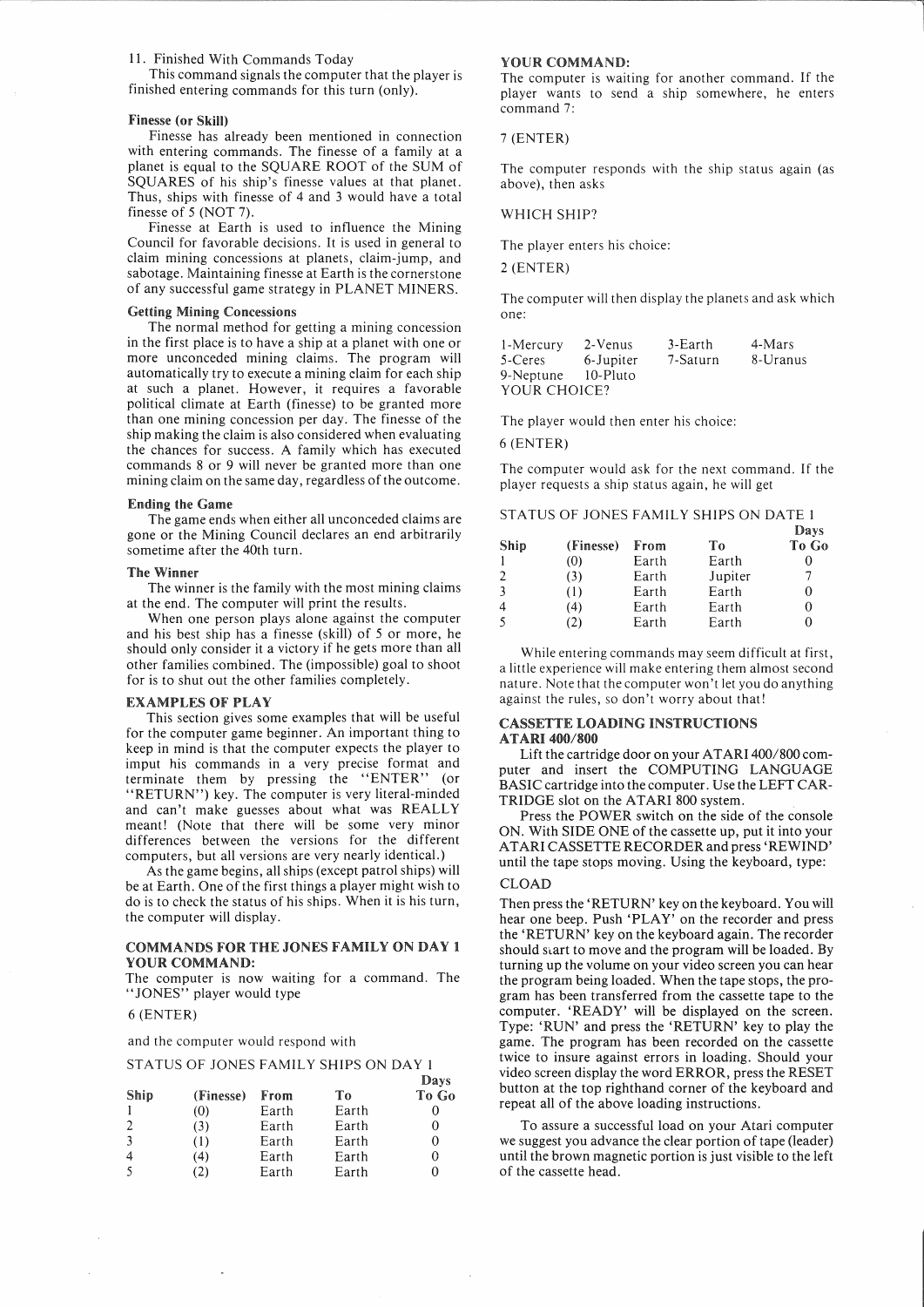11. Finished With Commands Today

This command signals the computer that the player is finished entering commands for this turn (only).

### Finesse (or Skill)

Finesse has already been mentioned in connection with entering commands. The finesse of a family at a planet is equal to the SQUARE ROOT of the SUM of SQUARES of his ship's finesse values at that planet. Thus, ships with finesse of 4 and 3 would have a total finesse of 5 (NOT 7).

Finesse at Earth is used to influence the Mining Council for favorable decisions. It is used in general to claim mining concessions at planets, claim-jump, and sabotage. Maintaining finesse at Earth is the cornerstone of any successful game strategy in PLANET MINERS.

### Getting Mining Concessions

The normal method for getting a mining concession in the first place is to have a ship at a planet with one or more unconceded mining claims. The program will automatically try to execute a mining claim for each ship at such a planet. However, it requires a favorable political climate at Earth (finesse) to be granted more than one mining concession per day. The finesse of the ship making the claim is also considered when evaluating the chances for success. A family which has executed commands 8 or 9 will never be granted more than one mining claim on the same day, regardless of the outcome.

### Ending the Game

The game ends when either all unconceded claims are gone or the Mining Council declares an end arbitrarily sometime after the 40th turn.

### The Winner

The winner is the family with the most mining claims at the end. The computer will print the results.

When one person plays alone against the computer and his best ship has a finesse (skill) of 5 or more, he should only consider it a victory if he gets more than all other families combined. The (impossible) goal to shoot for is to shut out the other families completely.

## EXAMPLES OF PLAY

This section gives some examples that will be useful for the computer game beginner. An important thing to keep in mind is that the computer expects the player to imput his commands in a very precise format and terminate them by pressing the "ENTER" (or "RETURN") key. The computer is very literal-minded and can't make guesses about what was REALLY meant! (Note that there will be some very minor differences between the versions for the different computers, but all versions are very nearly identical.)

As the game begins, all ships (except patrol ships) will be at Earth. One of the first things a player might wish to do is to check the status of his ships. When it is his turn, the computer will display.

### COMMANDS FOR THE JONES FAMILY ON DAY 1
### YOUR COMMAND:

The computer is now waiting for a command. The "JONES" player would type

6 (ENTER)

and the computer would respond with

STATUS OF JONES FAMILY SHIPS ON DAY 1

| Ship | (Finesse) | From | To | Days To Go |
|---|---|---|---|---|
| 1 | (0) | Earth | Earth | 0 |
| 2 | (3) | Earth | Earth | 0 |
| 3 | (1) | Earth | Earth | 0 |
| 4 | (4) | Earth | Earth | 0 |
| 5 | (2) | Earth | Earth | 0 |

### YOUR COMMAND:

The computer is waiting for another command. If the player wants to send a ship somewhere, he enters command 7:

7 (ENTER)

The computer responds with the ship status again (as above), then asks

WHICH SHIP?

The player enters his choice:

2 (ENTER)

The computer will then display the planets and ask which one:

```
1-Mercury   2-Venus     3-Earth     4-Mars
5-Ceres     6-Jupiter   7-Saturn    8-Uranus
9-Neptune   10-Pluto
YOUR CHOICE?
```

The player would then enter his choice:

6 (ENTER)

The computer would ask for the next command. If the player requests a ship status again, he will get

STATUS OF JONES FAMILY SHIPS ON DATE 1

| Ship | (Finesse) | From | To | Days To Go |
|---|---|---|---|---|
| 1 | (0) | Earth | Earth | 0 |
| 2 | (3) | Earth | Jupiter | 7 |
| 3 | (1) | Earth | Earth | 0 |
| 4 | (4) | Earth | Earth | 0 |
| 5 | (2) | Earth | Earth | 0 |

While entering commands may seem difficult at first, a little experience will make entering them almost second nature. Note that the computer won't let you do anything against the rules, so don't worry about that!

## CASSETTE LOADING INSTRUCTIONS
## ATARI 400/800

Lift the cartridge door on your ATARI 400/800 computer and insert the COMPUTING LANGUAGE BASIC cartridge into the computer. Use the LEFT CARTRIDGE slot on the ATARI 800 system.

Press the POWER switch on the side of the console ON. With SIDE ONE of the cassette up, put it into your ATARI CASSETTE RECORDER and press 'REWIND' until the tape stops moving. Using the keyboard, type:

CLOAD

Then press the 'RETURN' key on the keyboard. You will hear one beep. Push 'PLAY' on the recorder and press the 'RETURN' key on the keyboard again. The recorder should start to move and the program will be loaded. By turning up the volume on your video screen you can hear the program being loaded. When the tape stops, the program has been transferred from the cassette tape to the computer. 'READY' will be displayed on the screen. Type: 'RUN' and press the 'RETURN' key to play the game. The program has been recorded on the cassette twice to insure against errors in loading. Should your video screen display the word ERROR, press the RESET button at the top righthand corner of the keyboard and repeat all of the above loading instructions.

To assure a successful load on your Atari computer we suggest you advance the clear portion of tape (leader) until the brown magnetic portion is just visible to the left of the cassette head.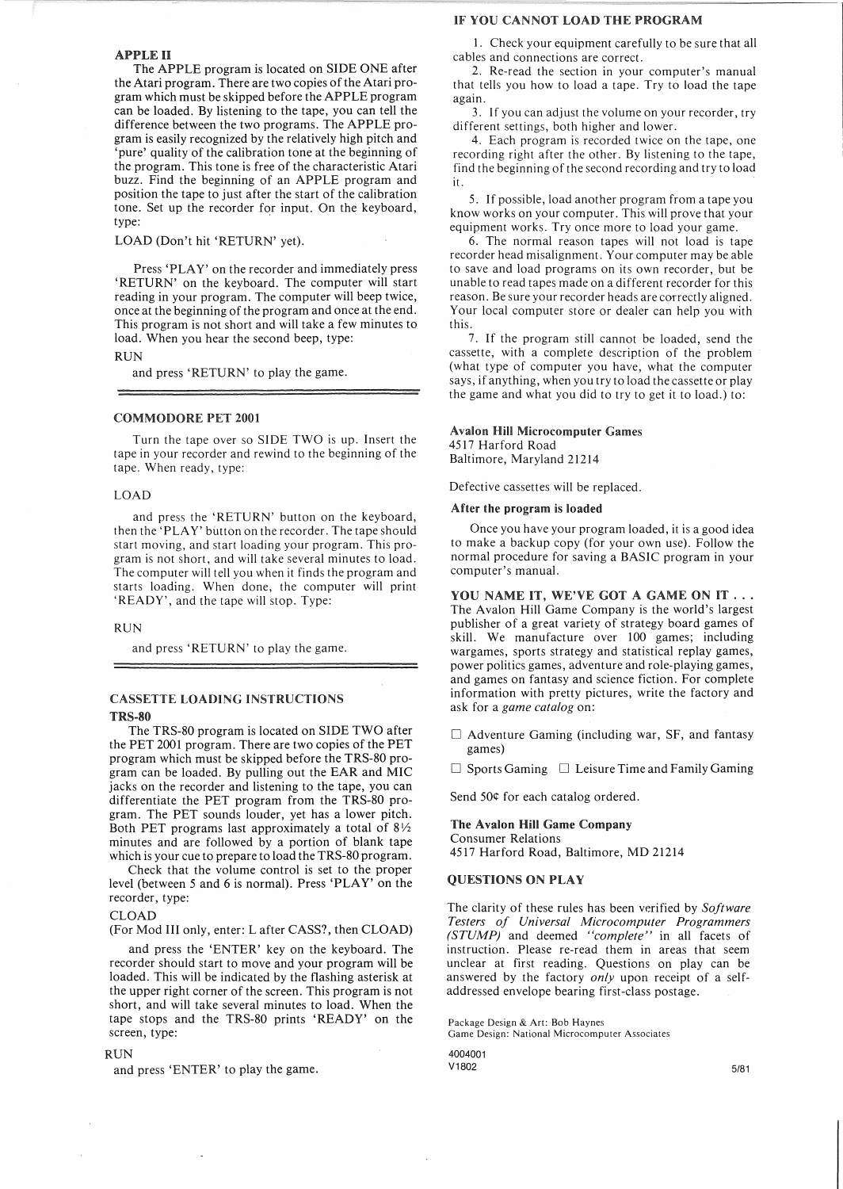### APPLE II

The APPLE program is located on SIDE ONE after the Atari program. There are two copies of the Atari program which must be skipped before the APPLE program can be loaded. By listening to the tape, you can tell the difference between the two programs. The APPLE program is easily recognized by the relatively high pitch and 'pure' quality of the calibration tone at the beginning of the program. This tone is free of the characteristic Atari buzz. Find the beginning of an APPLE program and position the tape to just after the start of the calibration tone. Set up the recorder for input. On the keyboard, type:

LOAD (Don't hit 'RETURN' yet).

Press 'PLAY' on the recorder and immediately press 'RETURN' on the keyboard. The computer will start reading in your program. The computer will beep twice, once at the beginning of the program and once at the end. This program is not short and will take a few minutes to load. When you hear the second beep, type:

RUN

and press 'RETURN' to play the game.

---

### COMMODORE PET 2001

Turn the tape over so SIDE TWO is up. Insert the tape in your recorder and rewind to the beginning of the tape. When ready, type:

LOAD

and press the 'RETURN' button on the keyboard, then the 'PLAY' button on the recorder. The tape should start moving, and start loading your program. This program is not short, and will take several minutes to load. The computer will tell you when it finds the program and starts loading. When done, the computer will print 'READY', and the tape will stop. Type:

RUN

and press 'RETURN' to play the game.

---

### CASSETTE LOADING INSTRUCTIONS

#### TRS-80

The TRS-80 program is located on SIDE TWO after the PET 2001 program. There are two copies of the PET program which must be skipped before the TRS-80 program can be loaded. By pulling out the EAR and MIC jacks on the recorder and listening to the tape, you can differentiate the PET program from the TRS-80 program. The PET sounds louder, yet has a lower pitch. Both PET programs last approximately a total of 8½ minutes and are followed by a portion of blank tape which is your cue to prepare to load the TRS-80 program.

Check that the volume control is set to the proper level (between 5 and 6 is normal). Press 'PLAY' on the recorder, type:

CLOAD

(For Mod III only, enter: L after CASS?, then CLOAD)

and press the 'ENTER' key on the keyboard. The recorder should start to move and your program will be loaded. This will be indicated by the flashing asterisk at the upper right corner of the screen. This program is not short, and will take several minutes to load. When the tape stops and the TRS-80 prints 'READY' on the screen, type:

RUN

and press 'ENTER' to play the game.

### IF YOU CANNOT LOAD THE PROGRAM

1. Check your equipment carefully to be sure that all cables and connections are correct.
2. Re-read the section in your computer's manual that tells you how to load a tape. Try to load the tape again.
3. If you can adjust the volume on your recorder, try different settings, both higher and lower.
4. Each program is recorded twice on the tape, one recording right after the other. By listening to the tape, find the beginning of the second recording and try to load it.
5. If possible, load another program from a tape you know works on your computer. This will prove that your equipment works. Try once more to load your game.
6. The normal reason tapes will not load is tape recorder head misalignment. Your computer may be able to save and load programs on its own recorder, but be unable to read tapes made on a different recorder for this reason. Be sure your recorder heads are correctly aligned. Your local computer store or dealer can help you with this.
7. If the program still cannot be loaded, send the cassette, with a complete description of the problem (what type of computer you have, what the computer says, if anything, when you try to load the cassette or play the game and what you did to try to get it to load.) to:

**Avalon Hill Microcomputer Games**
4517 Harford Road
Baltimore, Maryland 21214

Defective cassettes will be replaced.

**After the program is loaded**

Once you have your program loaded, it is a good idea to make a backup copy (for your own use). Follow the normal procedure for saving a BASIC program in your computer's manual.

**YOU NAME IT, WE'VE GOT A GAME ON IT . . .** The Avalon Hill Game Company is the world's largest publisher of a great variety of strategy board games of skill. We manufacture over 100 games; including wargames, sports strategy and statistical replay games, power politics games, adventure and role-playing games, and games on fantasy and science fiction. For complete information with pretty pictures, write the factory and ask for a *game catalog* on:

☐ Adventure Gaming (including war, SF, and fantasy games)

☐ Sports Gaming ☐ Leisure Time and Family Gaming

Send 50¢ for each catalog ordered.

**The Avalon Hill Game Company**
Consumer Relations
4517 Harford Road, Baltimore, MD 21214

### QUESTIONS ON PLAY

The clarity of these rules has been verified by *Software Testers of Universal Microcomputer Programmers (STUMP)* and deemed *"complete"* in all facets of instruction. Please re-read them in areas that seem unclear at first reading. Questions on play can be answered by the factory *only* upon receipt of a self-addressed envelope bearing first-class postage.

Package Design & Art: Bob Haynes
Game Design: National Microcomputer Associates

4004001
V1802

5/81